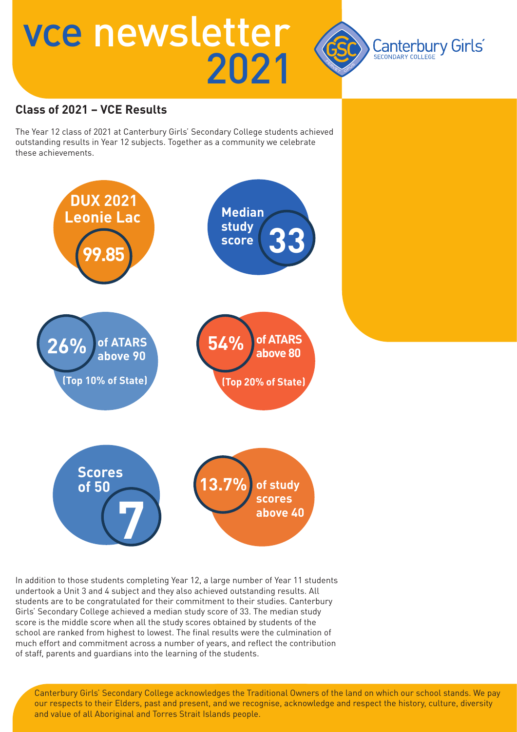# vce newsletter 2021

Canterbury Girls' Secondary College

## Class of 2021 – VCE Results

The Year 12 class of 2021 at Canterbury Girls' Secondary College students achieved outstanding results in Year 12 subjects. Together as a community we celebrate these achievements.

**DUX 2021 Leonie Lac**
**99.85**

**Median study score**
**33**

**26%** of ATARS above 90
(Top 10% of State)

**54%** of ATARS above 80
(Top 20% of State)

**Scores of 50**
**7**

**13.7%** of study scores above 40

In addition to those students completing Year 12, a large number of Year 11 students undertook a Unit 3 and 4 subject and they also achieved outstanding results. All students are to be congratulated for their commitment to their studies. Canterbury Girls' Secondary College achieved a median study score of 33. The median study score is the middle score when all the study scores obtained by students of the school are ranked from highest to lowest. The final results were the culmination of much effort and commitment across a number of years, and reflect the contribution of staff, parents and guardians into the learning of the students.

Canterbury Girls' Secondary College acknowledges the Traditional Owners of the land on which our school stands. We pay our respects to their Elders, past and present, and we recognise, acknowledge and respect the history, culture, diversity and value of all Aboriginal and Torres Strait Islands people.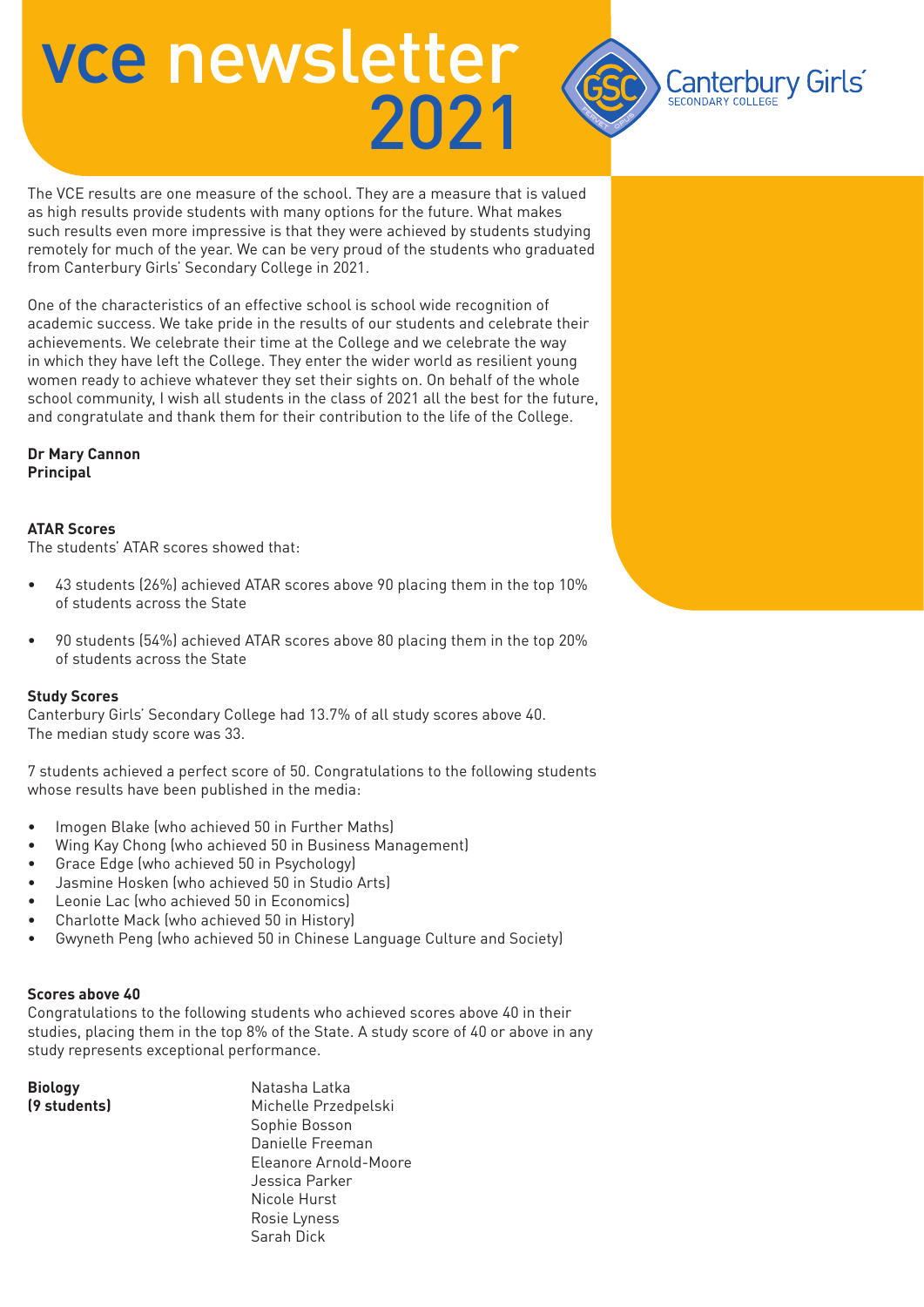# vce newsletter 2021

Canterbury Girls' Secondary College

The VCE results are one measure of the school. They are a measure that is valued as high results provide students with many options for the future. What makes such results even more impressive is that they were achieved by students studying remotely for much of the year. We can be very proud of the students who graduated from Canterbury Girls' Secondary College in 2021.

One of the characteristics of an effective school is school wide recognition of academic success. We take pride in the results of our students and celebrate their achievements. We celebrate their time at the College and we celebrate the way in which they have left the College. They enter the wider world as resilient young women ready to achieve whatever they set their sights on. On behalf of the whole school community, I wish all students in the class of 2021 all the best for the future, and congratulate and thank them for their contribution to the life of the College.

**Dr Mary Cannon**
**Principal**

**ATAR Scores**

The students' ATAR scores showed that:

- 43 students (26%) achieved ATAR scores above 90 placing them in the top 10% of students across the State
- 90 students (54%) achieved ATAR scores above 80 placing them in the top 20% of students across the State

**Study Scores**

Canterbury Girls' Secondary College had 13.7% of all study scores above 40.
The median study score was 33.

7 students achieved a perfect score of 50. Congratulations to the following students whose results have been published in the media:

- Imogen Blake (who achieved 50 in Further Maths)
- Wing Kay Chong (who achieved 50 in Business Management)
- Grace Edge (who achieved 50 in Psychology)
- Jasmine Hosken (who achieved 50 in Studio Arts)
- Leonie Lac (who achieved 50 in Economics)
- Charlotte Mack (who achieved 50 in History)
- Gwyneth Peng (who achieved 50 in Chinese Language Culture and Society)

**Scores above 40**

Congratulations to the following students who achieved scores above 40 in their studies, placing them in the top 8% of the State. A study score of 40 or above in any study represents exceptional performance.

**Biology**
**(9 students)**

Natasha Latka
Michelle Przedpelski
Sophie Bosson
Danielle Freeman
Eleanore Arnold-Moore
Jessica Parker
Nicole Hurst
Rosie Lyness
Sarah Dick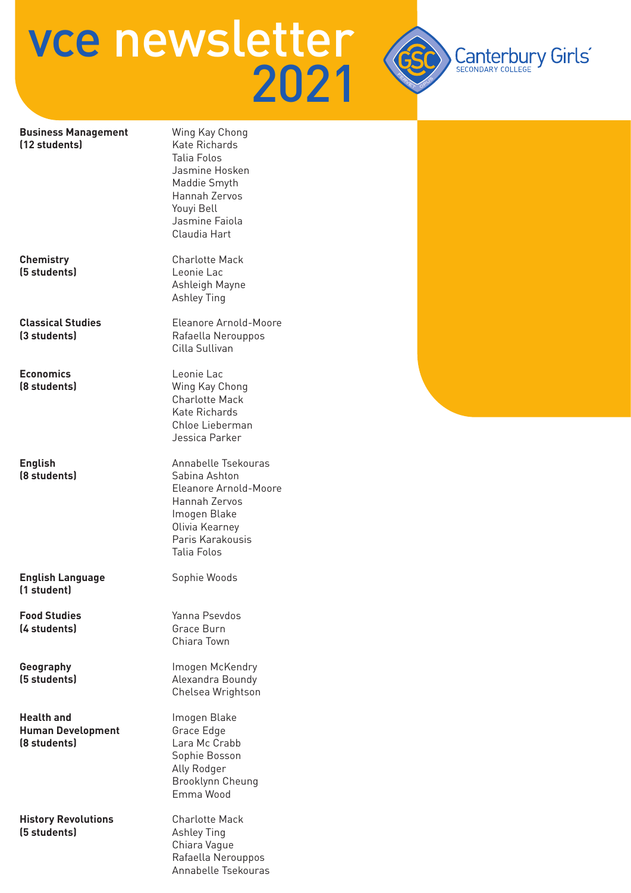# vce newsletter 2021

Canterbury Girls' SECONDARY COLLEGE

| | |
|---|---|
| **Business Management (12 students)** | Wing Kay Chong<br>Kate Richards<br>Talia Folos<br>Jasmine Hosken<br>Maddie Smyth<br>Hannah Zervos<br>Youyi Bell<br>Jasmine Faiola<br>Claudia Hart |
| **Chemistry (5 students)** | Charlotte Mack<br>Leonie Lac<br>Ashleigh Mayne<br>Ashley Ting |
| **Classical Studies (3 students)** | Eleanore Arnold-Moore<br>Rafaella Nerouppos<br>Cilla Sullivan |
| **Economics (8 students)** | Leonie Lac<br>Wing Kay Chong<br>Charlotte Mack<br>Kate Richards<br>Chloe Lieberman<br>Jessica Parker |
| **English (8 students)** | Annabelle Tsekouras<br>Sabina Ashton<br>Eleanore Arnold-Moore<br>Hannah Zervos<br>Imogen Blake<br>Olivia Kearney<br>Paris Karakousis<br>Talia Folos |
| **English Language (1 student)** | Sophie Woods |
| **Food Studies (4 students)** | Yanna Psevdos<br>Grace Burn<br>Chiara Town |
| **Geography (5 students)** | Imogen McKendry<br>Alexandra Boundy<br>Chelsea Wrightson |
| **Health and Human Development (8 students)** | Imogen Blake<br>Grace Edge<br>Lara Mc Crabb<br>Sophie Bosson<br>Ally Rodger<br>Brooklynn Cheung<br>Emma Wood |
| **History Revolutions (5 students)** | Charlotte Mack<br>Ashley Ting<br>Chiara Vague<br>Rafaella Nerouppos<br>Annabelle Tsekouras |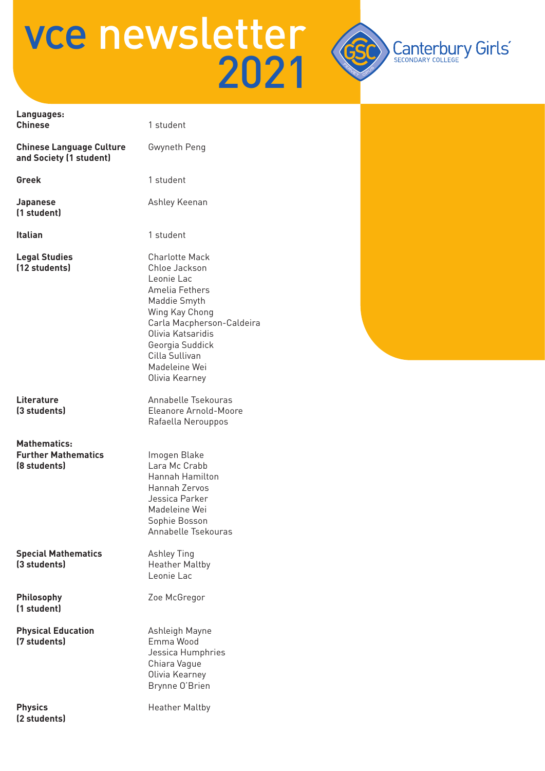# vce newsletter 2021

Canterbury Girls' SECONDARY COLLEGE

| | |
|---|---|
| **Languages: Chinese** | 1 student |
| **Chinese Language Culture and Society (1 student)** | Gwyneth Peng |
| **Greek** | 1 student |
| **Japanese (1 student)** | Ashley Keenan |
| **Italian** | 1 student |
| **Legal Studies (12 students)** | Charlotte Mack<br>Chloe Jackson<br>Leonie Lac<br>Amelia Fethers<br>Maddie Smyth<br>Wing Kay Chong<br>Carla Macpherson-Caldeira<br>Olivia Katsaridis<br>Georgia Suddick<br>Cilla Sullivan<br>Madeleine Wei<br>Olivia Kearney |
| **Literature (3 students)** | Annabelle Tsekouras<br>Eleanore Arnold-Moore<br>Rafaella Nerouppos |
| **Mathematics: Further Mathematics (8 students)** | Imogen Blake<br>Lara Mc Crabb<br>Hannah Hamilton<br>Hannah Zervos<br>Jessica Parker<br>Madeleine Wei<br>Sophie Bosson<br>Annabelle Tsekouras |
| **Special Mathematics (3 students)** | Ashley Ting<br>Heather Maltby<br>Leonie Lac |
| **Philosophy (1 student)** | Zoe McGregor |
| **Physical Education (7 students)** | Ashleigh Mayne<br>Emma Wood<br>Jessica Humphries<br>Chiara Vague<br>Olivia Kearney<br>Brynne O'Brien |
| **Physics (2 students)** | Heather Maltby |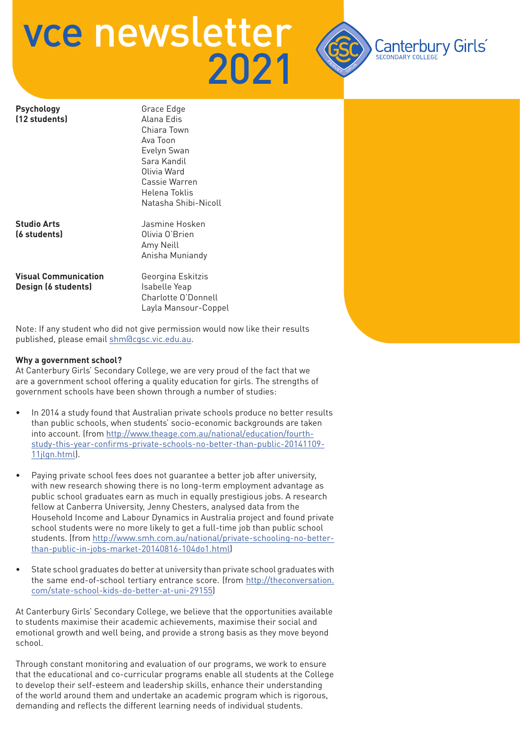# vce newsletter 2021

Canterbury Girls' SECONDARY COLLEGE

| | |
|---|---|
| **Psychology (12 students)** | Grace Edge<br>Alana Edis<br>Chiara Town<br>Ava Toon<br>Evelyn Swan<br>Sara Kandil<br>Olivia Ward<br>Cassie Warren<br>Helena Toklis<br>Natasha Shibi-Nicoll |
| **Studio Arts (6 students)** | Jasmine Hosken<br>Olivia O'Brien<br>Amy Neill<br>Anisha Muniandy |
| **Visual Communication Design (6 students)** | Georgina Eskitzis<br>Isabelle Yeap<br>Charlotte O'Donnell<br>Layla Mansour-Coppel |

Note: If any student who did not give permission would now like their results published, please email shm@cgsc.vic.edu.au.

**Why a government school?**

At Canterbury Girls' Secondary College, we are very proud of the fact that we are a government school offering a quality education for girls. The strengths of government schools have been shown through a number of studies:

- In 2014 a study found that Australian private schools produce no better results than public schools, when students' socio-economic backgrounds are taken into account. (from http://www.theage.com.au/national/education/fourth-study-this-year-confirms-private-schools-no-better-than-public-20141109-11jlgn.html).
- Paying private school fees does not guarantee a better job after university, with new research showing there is no long-term employment advantage as public school graduates earn as much in equally prestigious jobs. A research fellow at Canberra University, Jenny Chesters, analysed data from the Household Income and Labour Dynamics in Australia project and found private school students were no more likely to get a full-time job than public school students. (from http://www.smh.com.au/national/private-schooling-no-better-than-public-in-jobs-market-20140816-104do1.html)
- State school graduates do better at university than private school graduates with the same end-of-school tertiary entrance score. (from http://theconversation.com/state-school-kids-do-better-at-uni-29155)

At Canterbury Girls' Secondary College, we believe that the opportunities available to students maximise their academic achievements, maximise their social and emotional growth and well being, and provide a strong basis as they move beyond school.

Through constant monitoring and evaluation of our programs, we work to ensure that the educational and co-curricular programs enable all students at the College to develop their self-esteem and leadership skills, enhance their understanding of the world around them and undertake an academic program which is rigorous, demanding and reflects the different learning needs of individual students.